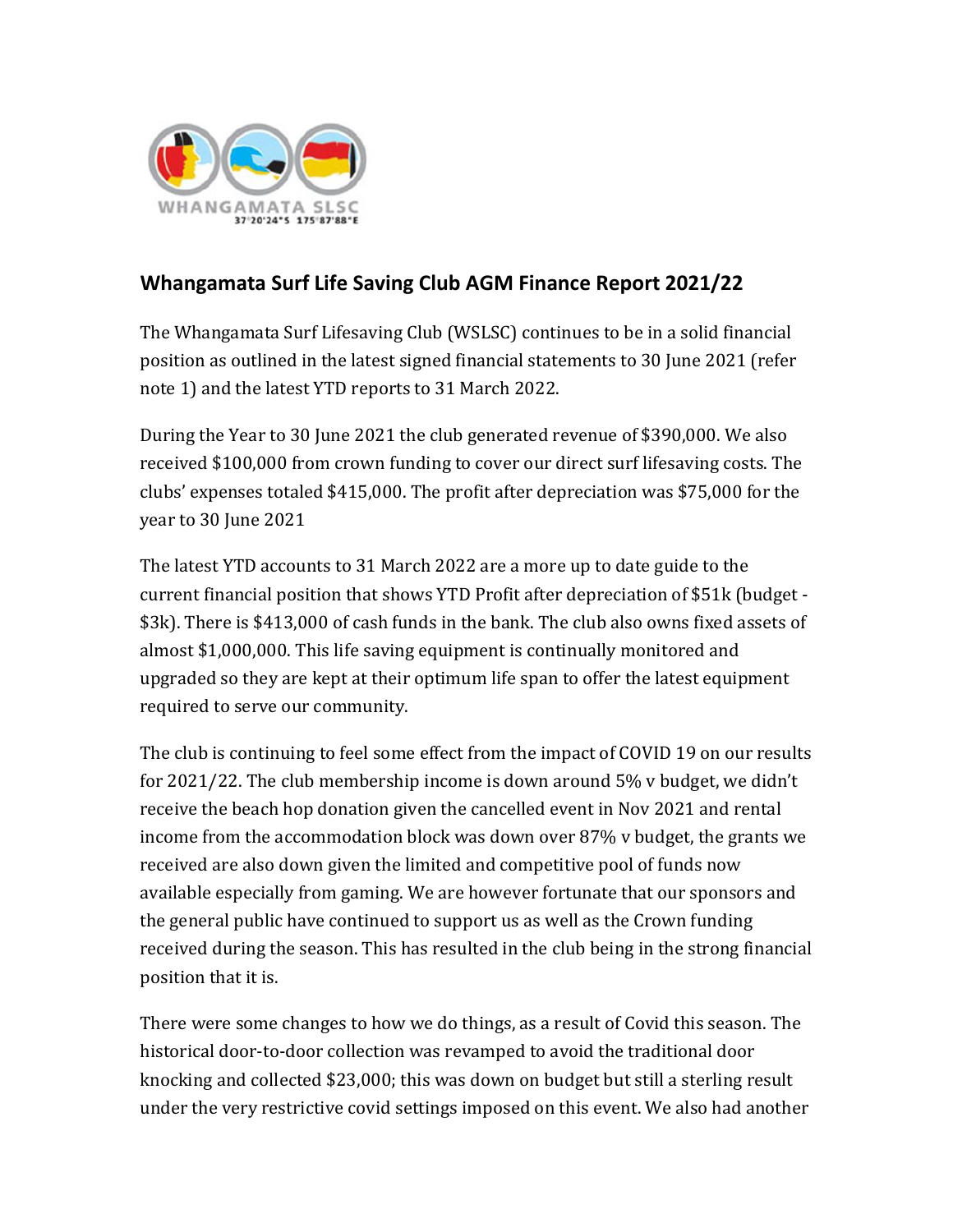WHANGAMATA SLSC
37°20'24"S 175°87'88"E

## Whangamata Surf Life Saving Club AGM Finance Report 2021/22

The Whangamata Surf Lifesaving Club (WSLSC) continues to be in a solid financial position as outlined in the latest signed financial statements to 30 June 2021 (refer note 1) and the latest YTD reports to 31 March 2022.

During the Year to 30 June 2021 the club generated revenue of $390,000. We also received $100,000 from crown funding to cover our direct surf lifesaving costs. The clubs' expenses totaled $415,000. The profit after depreciation was $75,000 for the year to 30 June 2021

The latest YTD accounts to 31 March 2022 are a more up to date guide to the current financial position that shows YTD Profit after depreciation of $51k (budget -$3k). There is $413,000 of cash funds in the bank. The club also owns fixed assets of almost $1,000,000. This life saving equipment is continually monitored and upgraded so they are kept at their optimum life span to offer the latest equipment required to serve our community.

The club is continuing to feel some effect from the impact of COVID 19 on our results for 2021/22. The club membership income is down around 5% v budget, we didn't receive the beach hop donation given the cancelled event in Nov 2021 and rental income from the accommodation block was down over 87% v budget, the grants we received are also down given the limited and competitive pool of funds now available especially from gaming. We are however fortunate that our sponsors and the general public have continued to support us as well as the Crown funding received during the season. This has resulted in the club being in the strong financial position that it is.

There were some changes to how we do things, as a result of Covid this season. The historical door-to-door collection was revamped to avoid the traditional door knocking and collected $23,000; this was down on budget but still a sterling result under the very restrictive covid settings imposed on this event. We also had another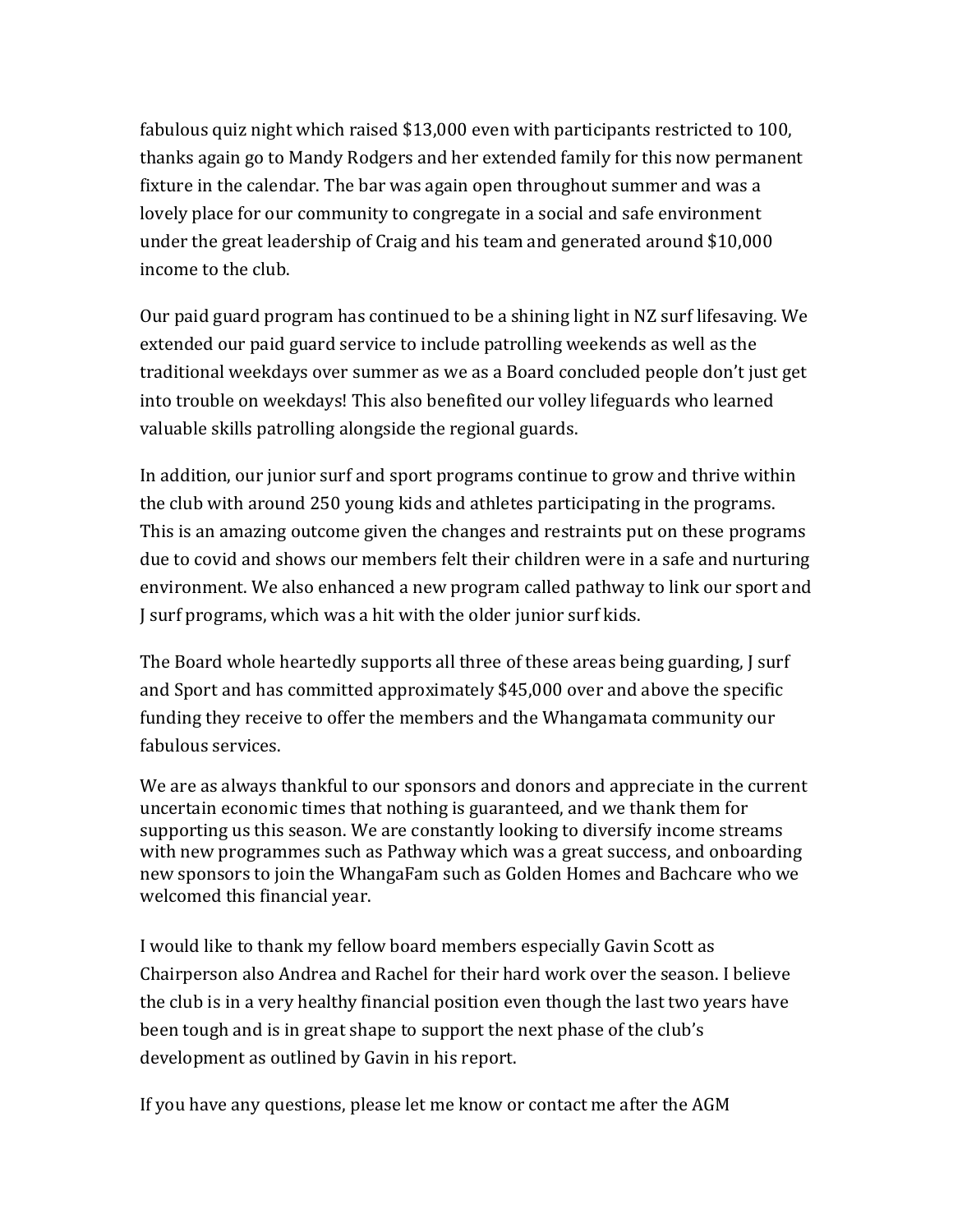fabulous quiz night which raised $13,000 even with participants restricted to 100, thanks again go to Mandy Rodgers and her extended family for this now permanent fixture in the calendar. The bar was again open throughout summer and was a lovely place for our community to congregate in a social and safe environment under the great leadership of Craig and his team and generated around $10,000 income to the club.

Our paid guard program has continued to be a shining light in NZ surf lifesaving. We extended our paid guard service to include patrolling weekends as well as the traditional weekdays over summer as we as a Board concluded people don't just get into trouble on weekdays! This also benefited our volley lifeguards who learned valuable skills patrolling alongside the regional guards.

In addition, our junior surf and sport programs continue to grow and thrive within the club with around 250 young kids and athletes participating in the programs. This is an amazing outcome given the changes and restraints put on these programs due to covid and shows our members felt their children were in a safe and nurturing environment. We also enhanced a new program called pathway to link our sport and J surf programs, which was a hit with the older junior surf kids.

The Board whole heartedly supports all three of these areas being guarding, J surf and Sport and has committed approximately $45,000 over and above the specific funding they receive to offer the members and the Whangamata community our fabulous services.

We are as always thankful to our sponsors and donors and appreciate in the current uncertain economic times that nothing is guaranteed, and we thank them for supporting us this season. We are constantly looking to diversify income streams with new programmes such as Pathway which was a great success, and onboarding new sponsors to join the WhangaFam such as Golden Homes and Bachcare who we welcomed this financial year.

I would like to thank my fellow board members especially Gavin Scott as Chairperson also Andrea and Rachel for their hard work over the season. I believe the club is in a very healthy financial position even though the last two years have been tough and is in great shape to support the next phase of the club's development as outlined by Gavin in his report.

If you have any questions, please let me know or contact me after the AGM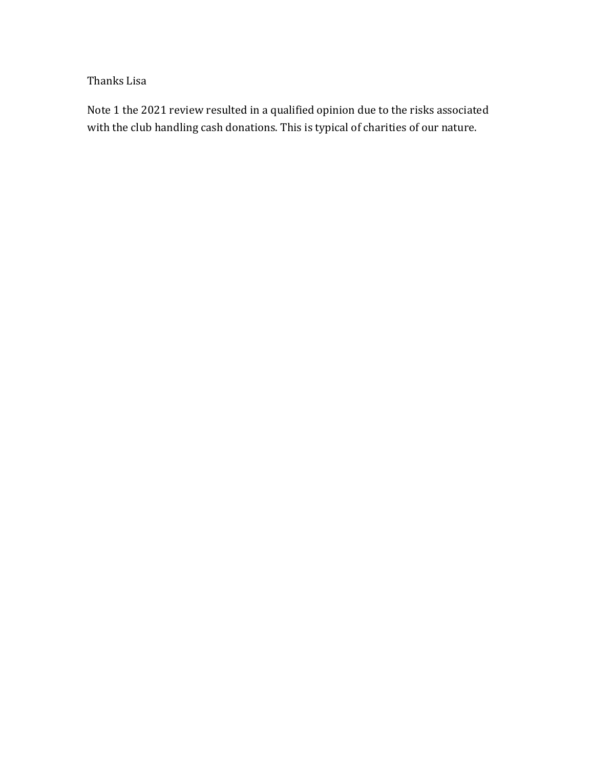Thanks Lisa

Note 1 the 2021 review resulted in a qualified opinion due to the risks associated with the club handling cash donations. This is typical of charities of our nature.